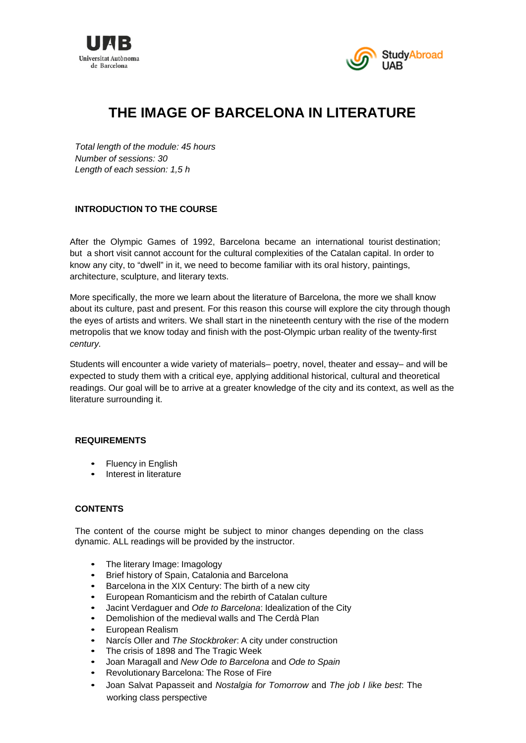# THE IMAGE OF BARCELONA IN LITERATURE

*Total length of the module: 45 hours*
*Number of sessions: 30*
*Length of each session: 1,5 h*

## INTRODUCTION TO THE COURSE

After the Olympic Games of 1992, Barcelona became an international tourist destination; but a short visit cannot account for the cultural complexities of the Catalan capital. In order to know any city, to "dwell" in it, we need to become familiar with its oral history, paintings, architecture, sculpture, and literary texts.

More specifically, the more we learn about the literature of Barcelona, the more we shall know about its culture, past and present. For this reason this course will explore the city through though the eyes of artists and writers. We shall start in the nineteenth century with the rise of the modern metropolis that we know today and finish with the post-Olympic urban reality of the twenty-first *century.*

Students will encounter a wide variety of materials– poetry, novel, theater and essay– and will be expected to study them with a critical eye, applying additional historical, cultural and theoretical readings. Our goal will be to arrive at a greater knowledge of the city and its context, as well as the literature surrounding it.

## REQUIREMENTS

- Fluency in English
- Interest in literature

## CONTENTS

The content of the course might be subject to minor changes depending on the class dynamic. ALL readings will be provided by the instructor.

- The literary Image: Imagology
- Brief history of Spain, Catalonia and Barcelona
- Barcelona in the XIX Century: The birth of a new city
- European Romanticism and the rebirth of Catalan culture
- Jacint Verdaguer and *Ode to Barcelona*: Idealization of the City
- Demolishion of the medieval walls and The Cerdà Plan
- European Realism
- Narcís Oller and *The Stockbroker*: A city under construction
- The crisis of 1898 and The Tragic Week
- Joan Maragall and *New Ode to Barcelona* and *Ode to Spain*
- Revolutionary Barcelona: The Rose of Fire
- Joan Salvat Papasseit and *Nostalgia for Tomorrow* and *The job I like best*: The working class perspective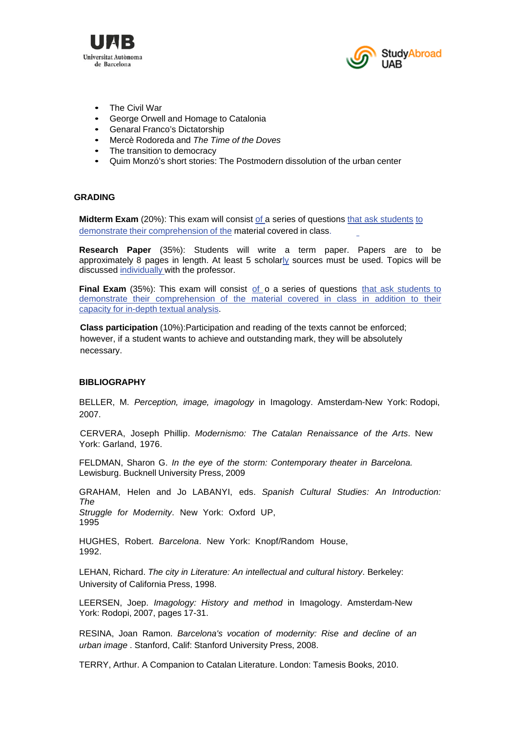- The Civil War
- George Orwell and Homage to Catalonia
- Genaral Franco's Dictatorship
- Mercè Rodoreda and *The Time of the Doves*
- The transition to democracy
- Quim Monzó's short stories: The Postmodern dissolution of the urban center

## GRADING

**Midterm Exam** (20%): This exam will consist of a series of questions that ask students to demonstrate their comprehension of the material covered in class.

**Research Paper** (35%): Students will write a term paper. Papers are to be approximately 8 pages in length. At least 5 scholarly sources must be used. Topics will be discussed individually with the professor.

**Final Exam** (35%): This exam will consist of o a series of questions that ask students to demonstrate their comprehension of the material covered in class in addition to their capacity for in-depth textual analysis.

**Class participation** (10%):Participation and reading of the texts cannot be enforced; however, if a student wants to achieve and outstanding mark, they will be absolutely necessary.

## BIBLIOGRAPHY

BELLER, M. *Perception, image, imagology* in Imagology. Amsterdam-New York: Rodopi, 2007.

CERVERA, Joseph Phillip. *Modernismo: The Catalan Renaissance of the Arts*. New York: Garland, 1976.

FELDMAN, Sharon G. *In the eye of the storm: Contemporary theater in Barcelona.* Lewisburg. Bucknell University Press, 2009

GRAHAM, Helen and Jo LABANYI, eds. *Spanish Cultural Studies: An Introduction: The Struggle for Modernity*. New York: Oxford UP, 1995

HUGHES, Robert. *Barcelona*. New York: Knopf/Random House, 1992.

LEHAN, Richard. *The city in Literature: An intellectual and cultural history*. Berkeley: University of California Press, 1998.

LEERSEN, Joep. *Imagology: History and method* in Imagology. Amsterdam-New York: Rodopi, 2007, pages 17-31.

RESINA, Joan Ramon. *Barcelona's vocation of modernity: Rise and decline of an urban image* . Stanford, Calif: Stanford University Press, 2008.

TERRY, Arthur. A Companion to Catalan Literature. London: Tamesis Books, 2010.